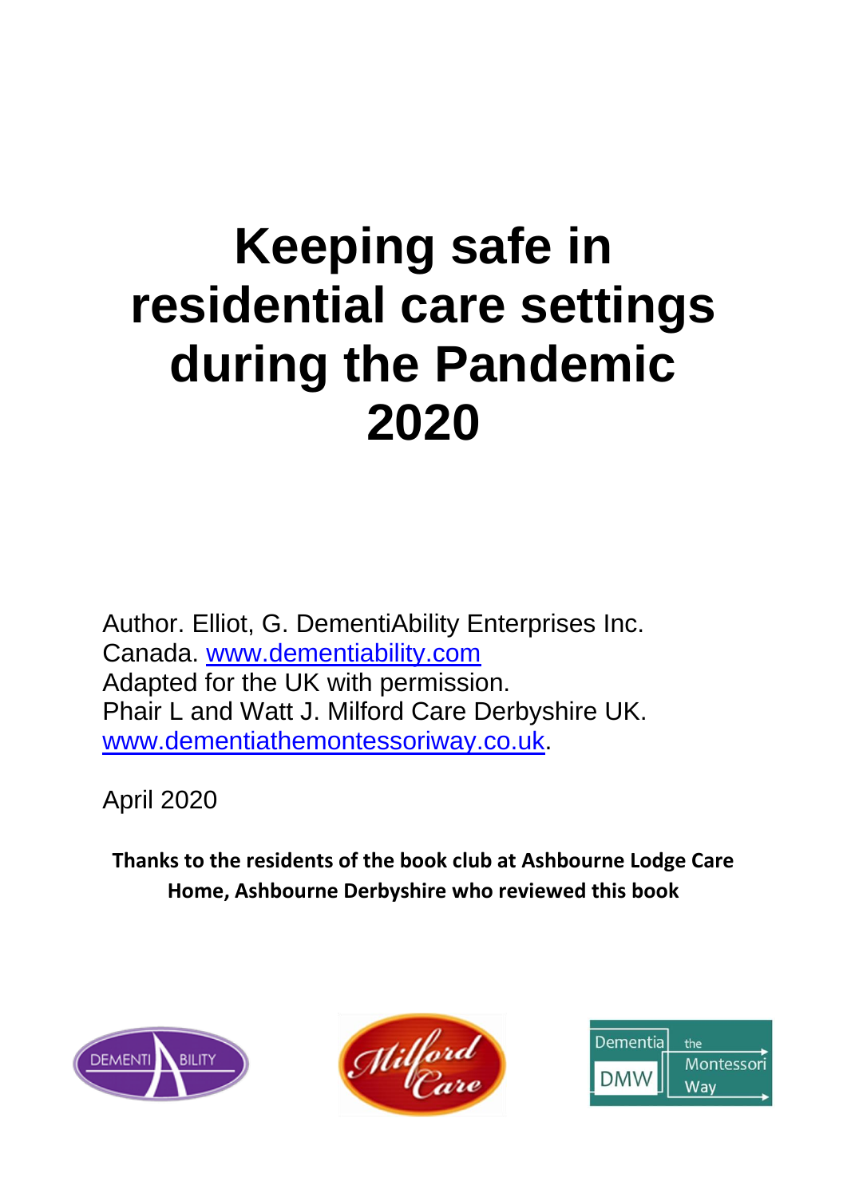# Keeping safe in residential care settings during the Pandemic 2020

Author. Elliot, G. DementiAbility Enterprises Inc. Canada. www.dementiability.com
Adapted for the UK with permission.
Phair L and Watt J. Milford Care Derbyshire UK. www.dementiathemontessoriway.co.uk.

April 2020

**Thanks to the residents of the book club at Ashbourne Lodge Care Home, Ashbourne Derbyshire who reviewed this book**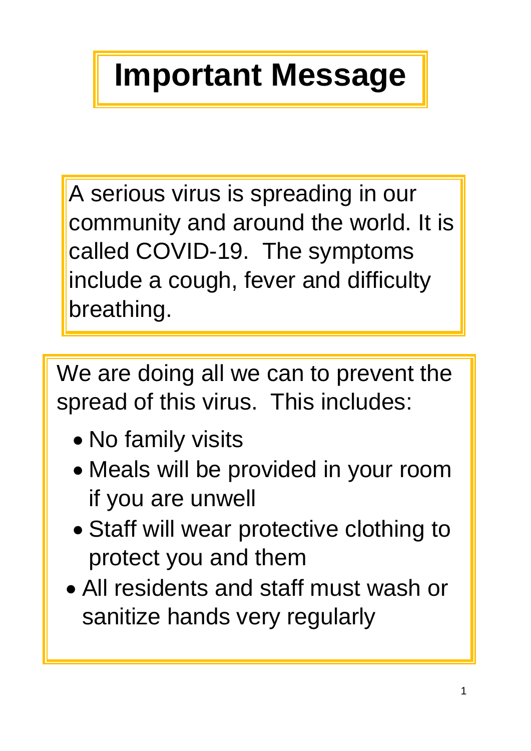# Important Message

A serious virus is spreading in our community and around the world. It is called COVID-19. The symptoms include a cough, fever and difficulty breathing.

We are doing all we can to prevent the spread of this virus. This includes:

- No family visits
- Meals will be provided in your room if you are unwell
- Staff will wear protective clothing to protect you and them
- All residents and staff must wash or sanitize hands very regularly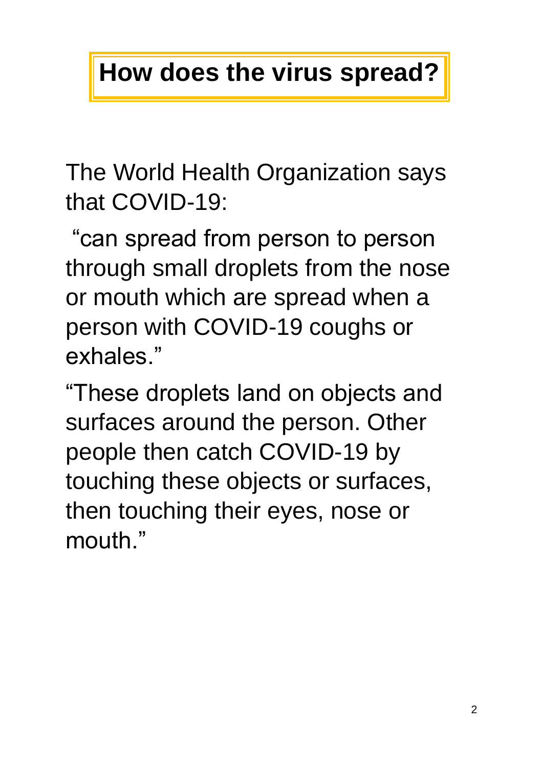# How does the virus spread?

The World Health Organization says that COVID-19:

"can spread from person to person through small droplets from the nose or mouth which are spread when a person with COVID-19 coughs or exhales."

"These droplets land on objects and surfaces around the person. Other people then catch COVID-19 by touching these objects or surfaces, then touching their eyes, nose or mouth."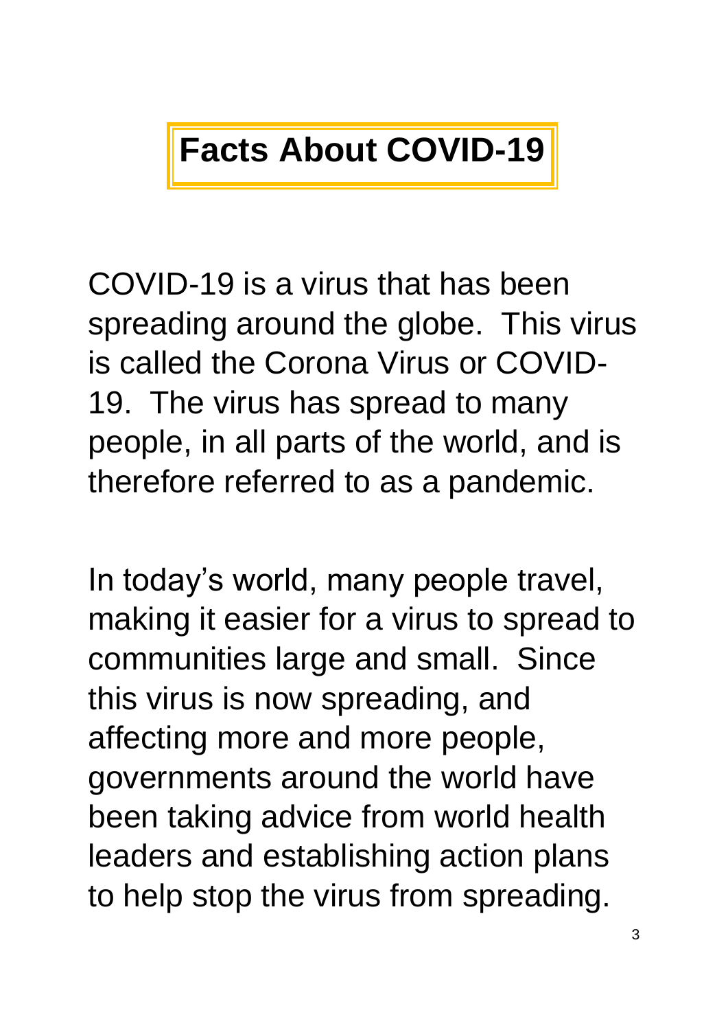# Facts About COVID-19

COVID-19 is a virus that has been spreading around the globe. This virus is called the Corona Virus or COVID-19. The virus has spread to many people, in all parts of the world, and is therefore referred to as a pandemic.

In today's world, many people travel, making it easier for a virus to spread to communities large and small. Since this virus is now spreading, and affecting more and more people, governments around the world have been taking advice from world health leaders and establishing action plans to help stop the virus from spreading.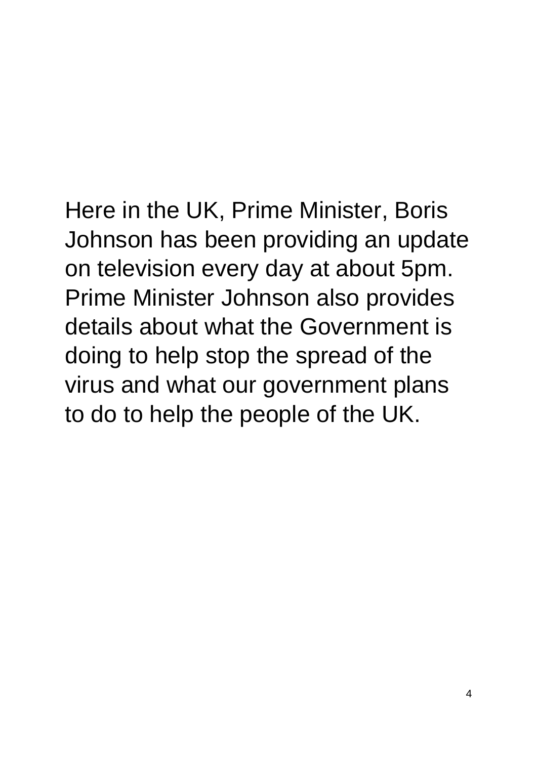Here in the UK, Prime Minister, Boris Johnson has been providing an update on television every day at about 5pm. Prime Minister Johnson also provides details about what the Government is doing to help stop the spread of the virus and what our government plans to do to help the people of the UK.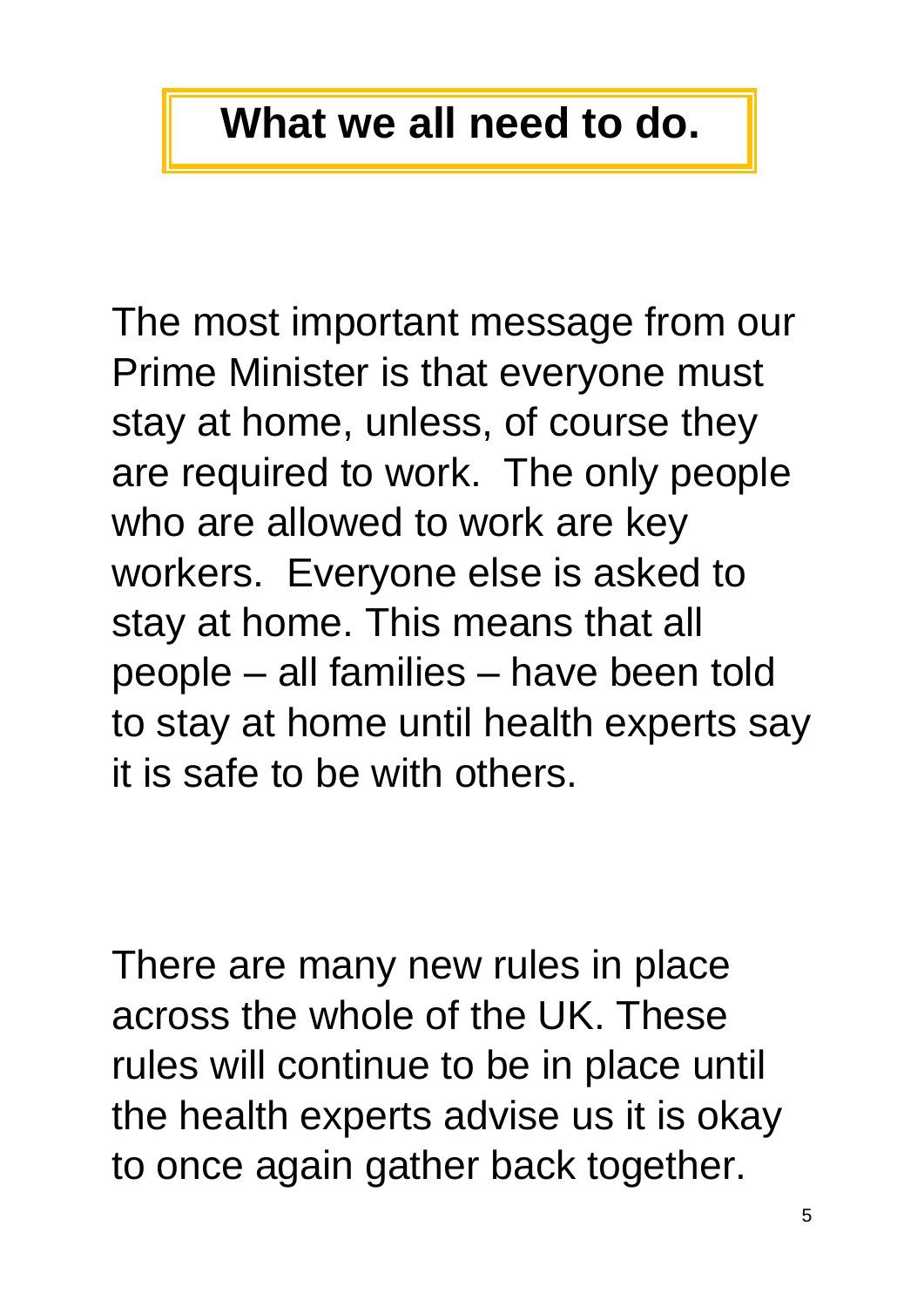# What we all need to do.

The most important message from our Prime Minister is that everyone must stay at home, unless, of course they are required to work. The only people who are allowed to work are key workers. Everyone else is asked to stay at home. This means that all people – all families – have been told to stay at home until health experts say it is safe to be with others.

There are many new rules in place across the whole of the UK. These rules will continue to be in place until the health experts advise us it is okay to once again gather back together.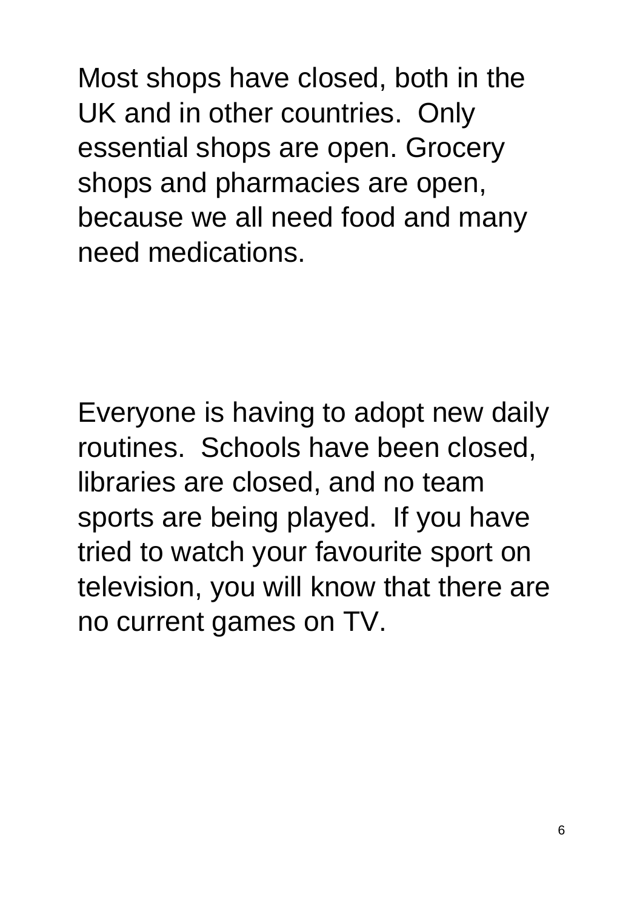Most shops have closed, both in the UK and in other countries. Only essential shops are open. Grocery shops and pharmacies are open, because we all need food and many need medications.

Everyone is having to adopt new daily routines. Schools have been closed, libraries are closed, and no team sports are being played. If you have tried to watch your favourite sport on television, you will know that there are no current games on TV.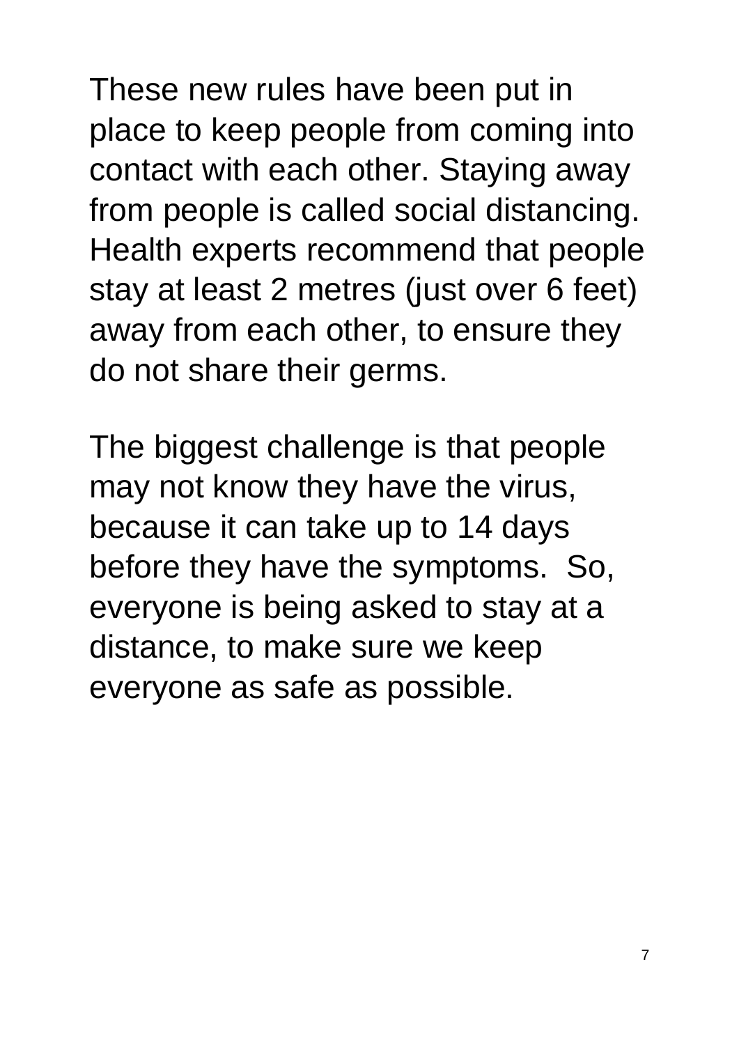These new rules have been put in place to keep people from coming into contact with each other. Staying away from people is called social distancing. Health experts recommend that people stay at least 2 metres (just over 6 feet) away from each other, to ensure they do not share their germs.

The biggest challenge is that people may not know they have the virus, because it can take up to 14 days before they have the symptoms. So, everyone is being asked to stay at a distance, to make sure we keep everyone as safe as possible.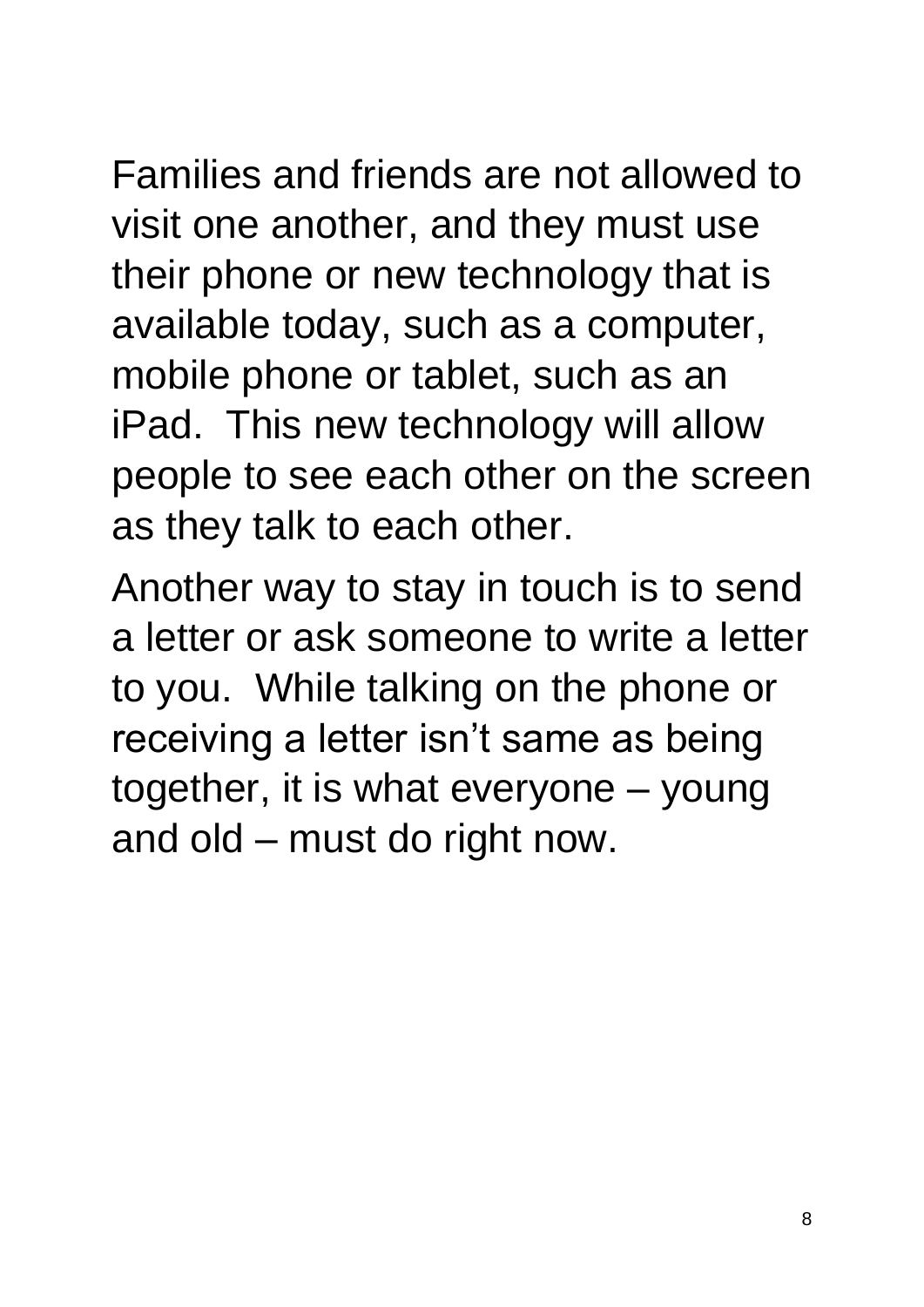Families and friends are not allowed to visit one another, and they must use their phone or new technology that is available today, such as a computer, mobile phone or tablet, such as an iPad.  This new technology will allow people to see each other on the screen as they talk to each other.

Another way to stay in touch is to send a letter or ask someone to write a letter to you.  While talking on the phone or receiving a letter isn't same as being together, it is what everyone – young and old – must do right now.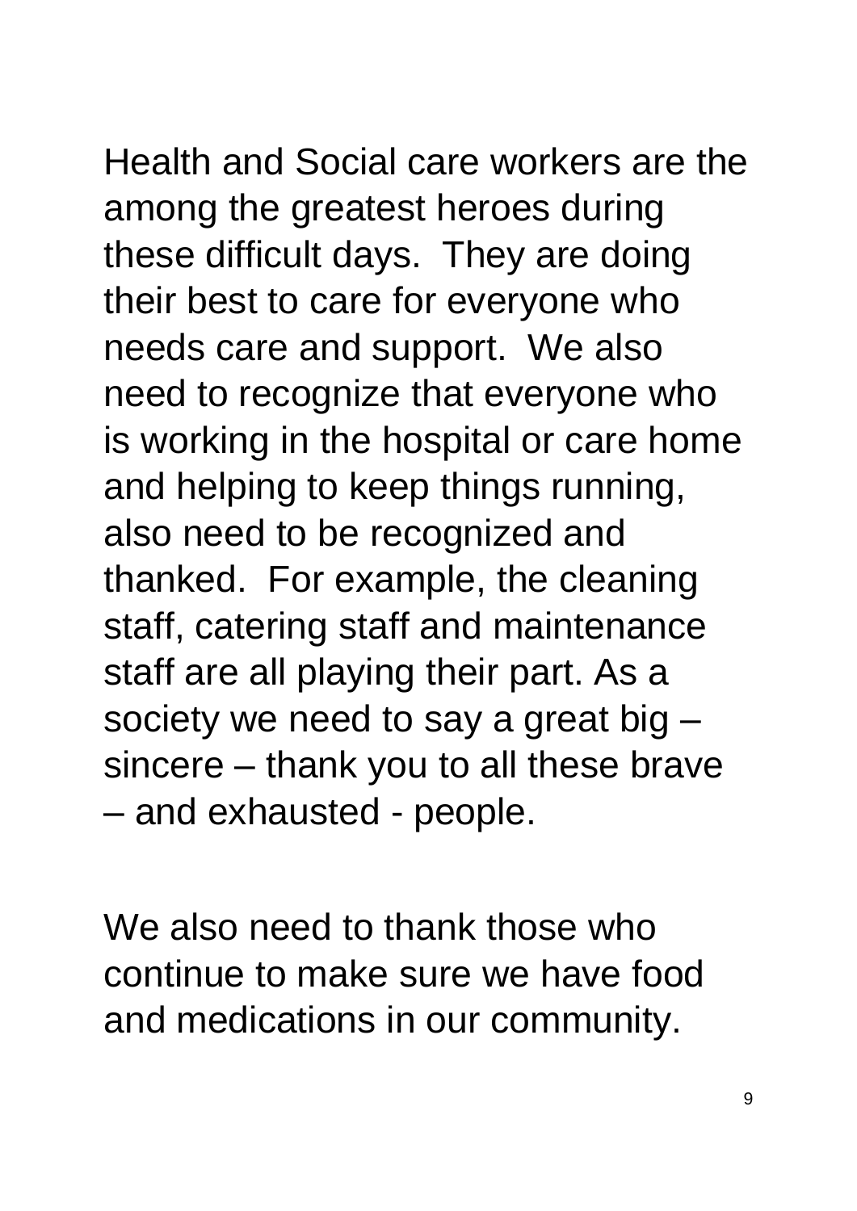Health and Social care workers are the among the greatest heroes during these difficult days. They are doing their best to care for everyone who needs care and support. We also need to recognize that everyone who is working in the hospital or care home and helping to keep things running, also need to be recognized and thanked. For example, the cleaning staff, catering staff and maintenance staff are all playing their part. As a society we need to say a great big – sincere – thank you to all these brave – and exhausted - people.

We also need to thank those who continue to make sure we have food and medications in our community.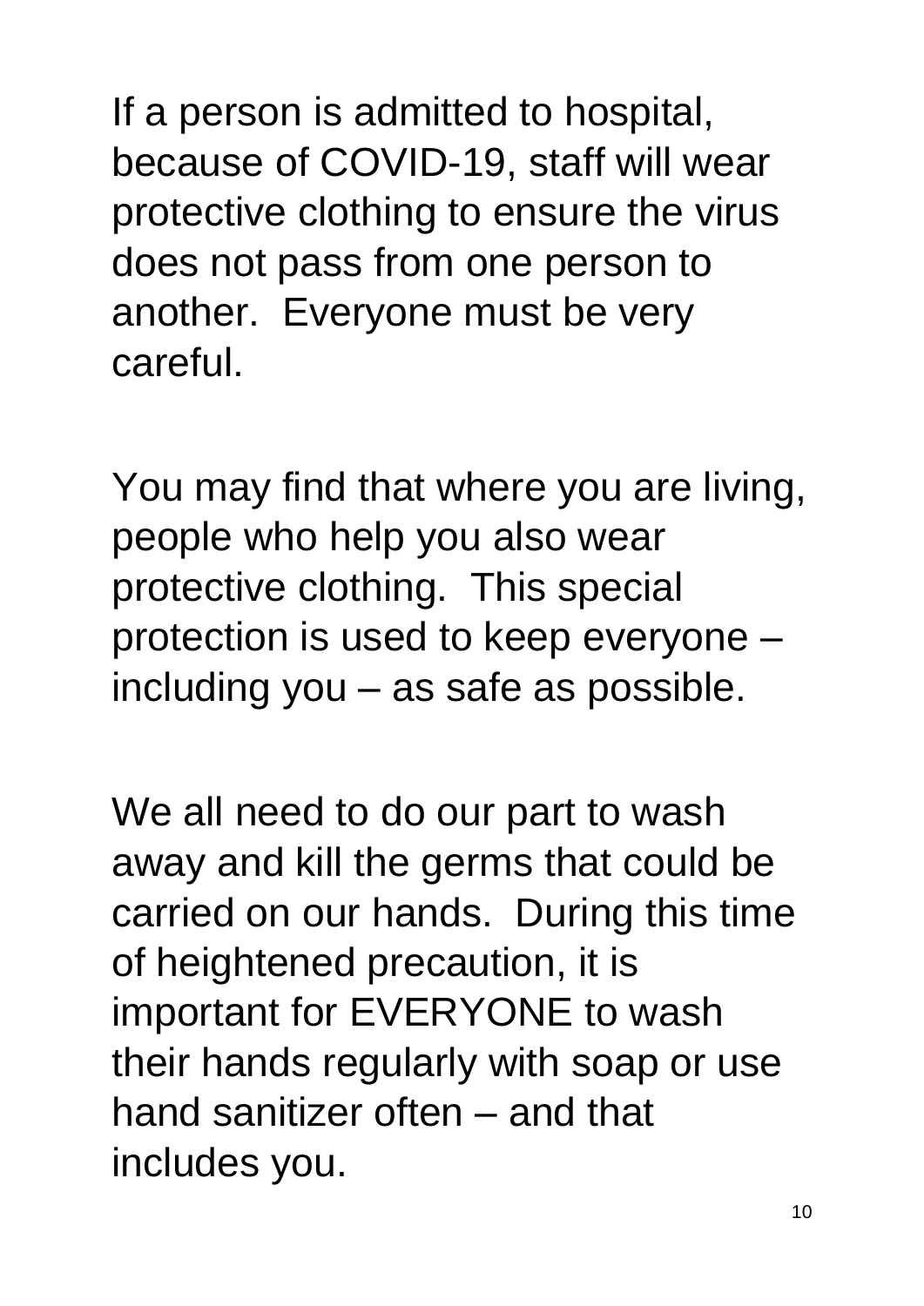If a person is admitted to hospital, because of COVID-19, staff will wear protective clothing to ensure the virus does not pass from one person to another.  Everyone must be very careful.

You may find that where you are living, people who help you also wear protective clothing.  This special protection is used to keep everyone – including you – as safe as possible.

We all need to do our part to wash away and kill the germs that could be carried on our hands.  During this time of heightened precaution, it is important for EVERYONE to wash their hands regularly with soap or use hand sanitizer often – and that includes you.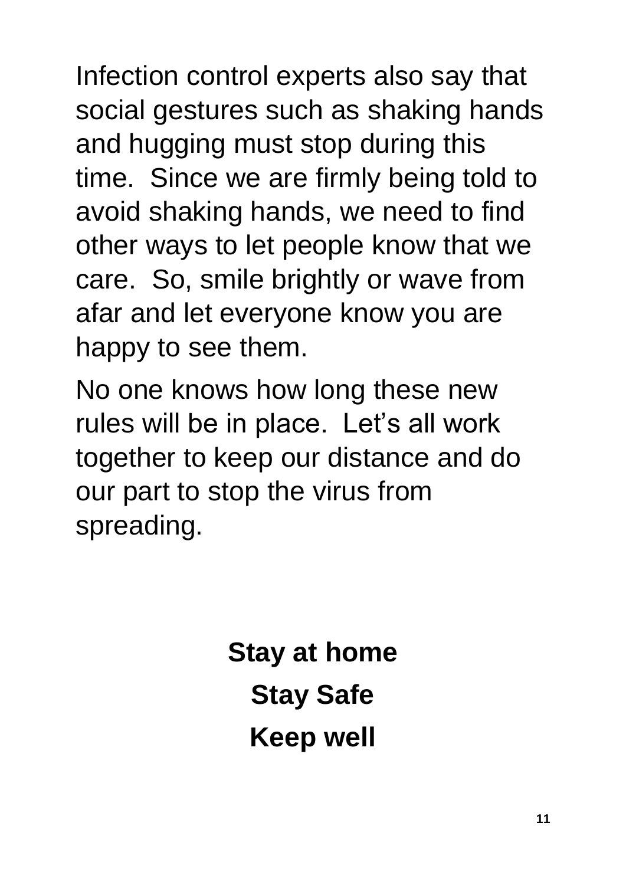Infection control experts also say that social gestures such as shaking hands and hugging must stop during this time. Since we are firmly being told to avoid shaking hands, we need to find other ways to let people know that we care. So, smile brightly or wave from afar and let everyone know you are happy to see them.

No one knows how long these new rules will be in place. Let's all work together to keep our distance and do our part to stop the virus from spreading.

**Stay at home**

**Stay Safe**

**Keep well**